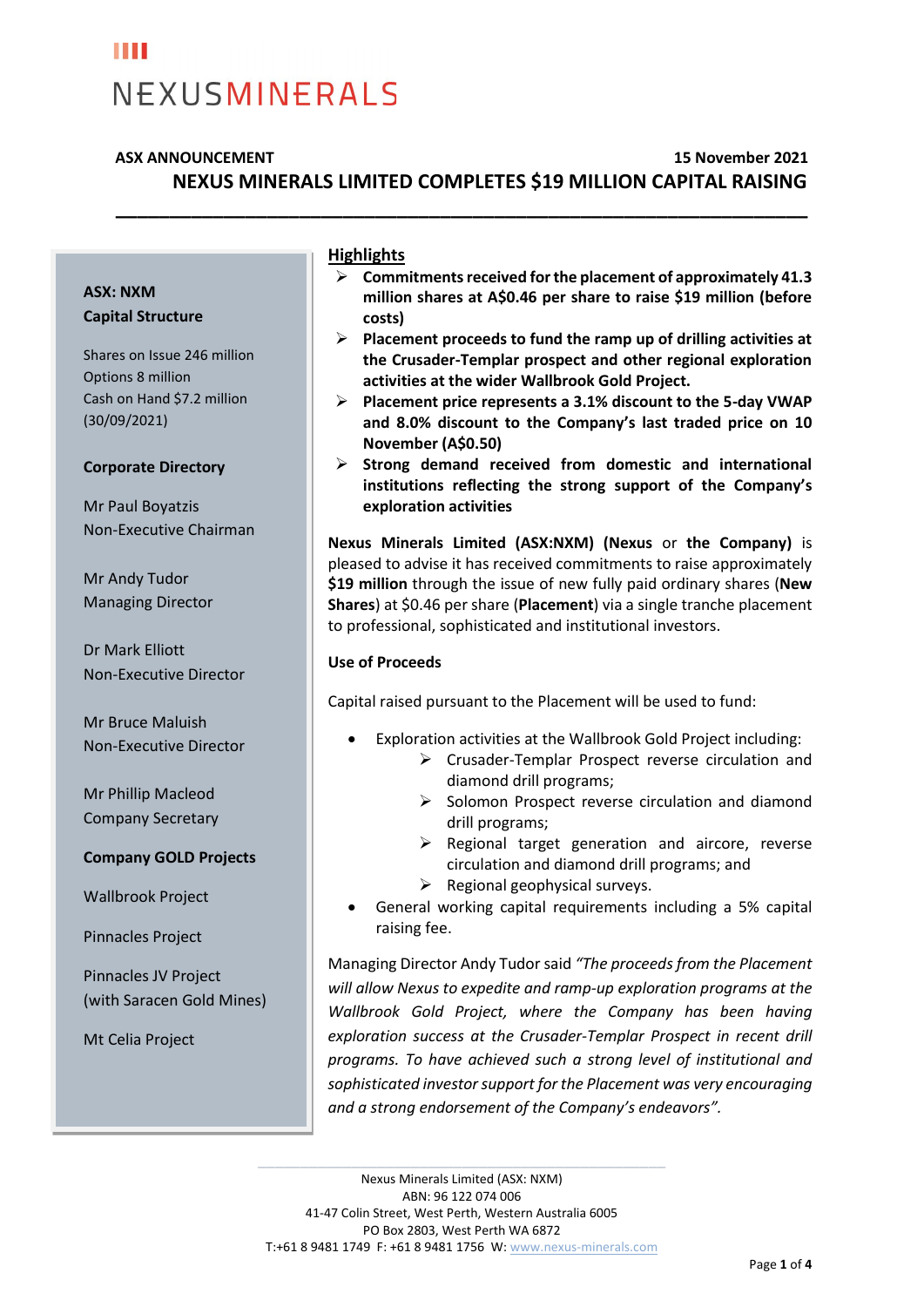# NEXUSMINERALS

**ASX ANNOUNCEMENT** **15 November 2021**

## NEXUS MINERALS LIMITED COMPLETES $19 MILLION CAPITAL RAISING

**ASX: NXM**

**Capital Structure**

Shares on Issue 246 million
Options 8 million
Cash on Hand $7.2 million (30/09/2021)

**Corporate Directory**

Mr Paul Boyatzis
Non-Executive Chairman

Mr Andy Tudor
Managing Director

Dr Mark Elliott
Non-Executive Director

Mr Bruce Maluish
Non-Executive Director

Mr Phillip Macleod
Company Secretary

**Company GOLD Projects**

Wallbrook Project

Pinnacles Project

Pinnacles JV Project (with Saracen Gold Mines)

Mt Celia Project

### Highlights

- **Commitments received for the placement of approximately 41.3 million shares at A$0.46 per share to raise $19 million (before costs)**
- **Placement proceeds to fund the ramp up of drilling activities at the Crusader-Templar prospect and other regional exploration activities at the wider Wallbrook Gold Project.**
- **Placement price represents a 3.1% discount to the 5-day VWAP and 8.0% discount to the Company's last traded price on 10 November (A$0.50)**
- **Strong demand received from domestic and international institutions reflecting the strong support of the Company's exploration activities**

**Nexus Minerals Limited (ASX:NXM) (Nexus** or **the Company)** is pleased to advise it has received commitments to raise approximately **$19 million** through the issue of new fully paid ordinary shares (**New Shares**) at $0.46 per share (**Placement**) via a single tranche placement to professional, sophisticated and institutional investors.

**Use of Proceeds**

Capital raised pursuant to the Placement will be used to fund:

- Exploration activities at the Wallbrook Gold Project including:
  - Crusader-Templar Prospect reverse circulation and diamond drill programs;
  - Solomon Prospect reverse circulation and diamond drill programs;
  - Regional target generation and aircore, reverse circulation and diamond drill programs; and
  - Regional geophysical surveys.
- General working capital requirements including a 5% capital raising fee.

Managing Director Andy Tudor said *"The proceeds from the Placement will allow Nexus to expedite and ramp-up exploration programs at the Wallbrook Gold Project, where the Company has been having exploration success at the Crusader-Templar Prospect in recent drill programs. To have achieved such a strong level of institutional and sophisticated investor support for the Placement was very encouraging and a strong endorsement of the Company's endeavors".*

Nexus Minerals Limited (ASX: NXM)
ABN: 96 122 074 006
41-47 Colin Street, West Perth, Western Australia 6005
PO Box 2803, West Perth WA 6872
T:+61 8 9481 1749 F: +61 8 9481 1756 W: www.nexus-minerals.com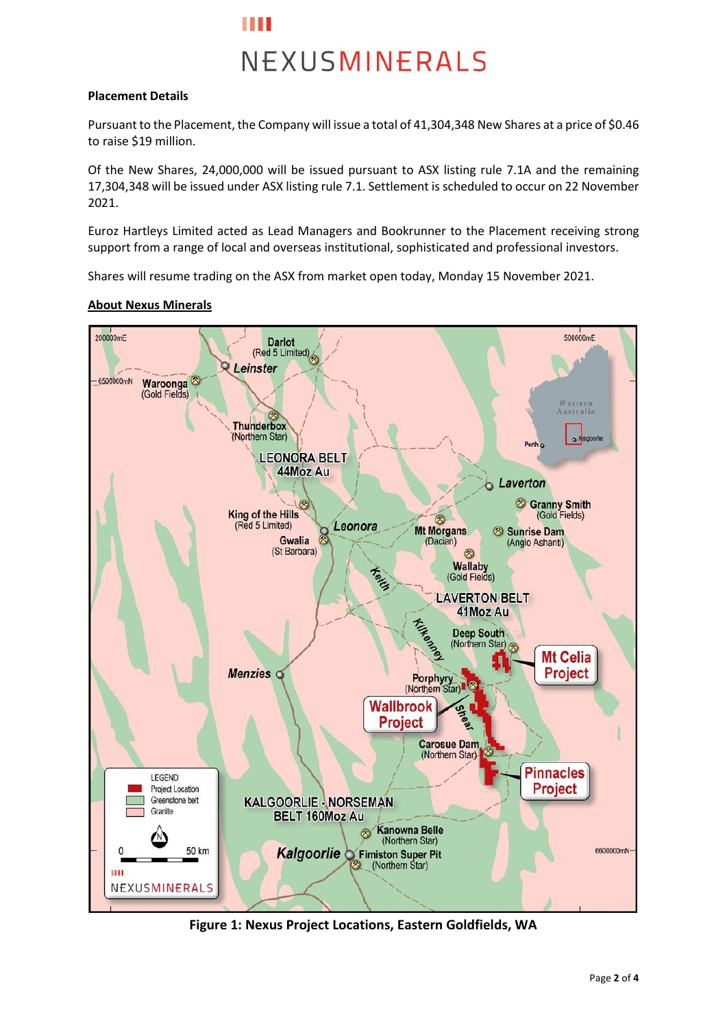**Placement Details**

Pursuant to the Placement, the Company will issue a total of 41,304,348 New Shares at a price of $0.46 to raise $19 million.

Of the New Shares, 24,000,000 will be issued pursuant to ASX listing rule 7.1A and the remaining 17,304,348 will be issued under ASX listing rule 7.1. Settlement is scheduled to occur on 22 November 2021.

Euroz Hartleys Limited acted as Lead Managers and Bookrunner to the Placement receiving strong support from a range of local and overseas institutional, sophisticated and professional investors.

Shares will resume trading on the ASX from market open today, Monday 15 November 2021.

**About Nexus Minerals**

**Figure 1: Nexus Project Locations, Eastern Goldfields, WA**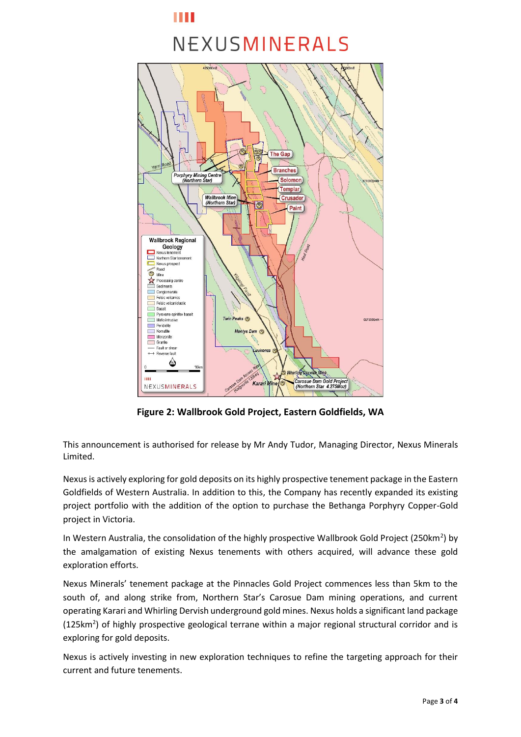**Figure 2: Wallbrook Gold Project, Eastern Goldfields, WA**

This announcement is authorised for release by Mr Andy Tudor, Managing Director, Nexus Minerals Limited.

Nexus is actively exploring for gold deposits on its highly prospective tenement package in the Eastern Goldfields of Western Australia. In addition to this, the Company has recently expanded its existing project portfolio with the addition of the option to purchase the Bethanga Porphyry Copper-Gold project in Victoria.

In Western Australia, the consolidation of the highly prospective Wallbrook Gold Project (250km$^2$) by the amalgamation of existing Nexus tenements with others acquired, will advance these gold exploration efforts.

Nexus Minerals' tenement package at the Pinnacles Gold Project commences less than 5km to the south of, and along strike from, Northern Star's Carosue Dam mining operations, and current operating Karari and Whirling Dervish underground gold mines. Nexus holds a significant land package (125km$^2$) of highly prospective geological terrane within a major regional structural corridor and is exploring for gold deposits.

Nexus is actively investing in new exploration techniques to refine the targeting approach for their current and future tenements.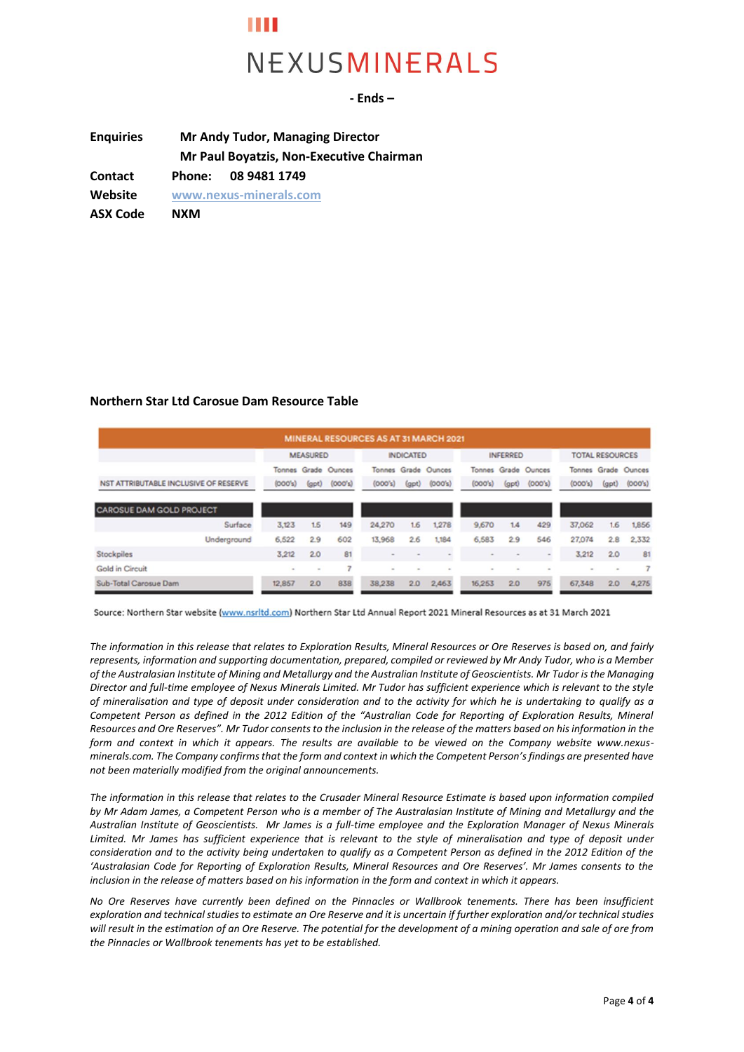NEXUSMINERALS

**- Ends –**

| | |
|---|---|
| **Enquiries** | **Mr Andy Tudor, Managing Director** |
| | **Mr Paul Boyatzis, Non-Executive Chairman** |
| **Contact** | **Phone: 08 9481 1749** |
| **Website** | www.nexus-minerals.com |
| **ASX Code** | **NXM** |

**Northern Star Ltd Carosue Dam Resource Table**

| MINERAL RESOURCES AS AT 31 MARCH 2021 | MEASURED | | | INDICATED | | | INFERRED | | | TOTAL RESOURCES | | |
|---|---|---|---|---|---|---|---|---|---|---|---|---|
| | Tonnes | Grade | Ounces | Tonnes | Grade | Ounces | Tonnes | Grade | Ounces | Tonnes | Grade | Ounces |
| NST ATTRIBUTABLE INCLUSIVE OF RESERVE | (000's) | (gpt) | (000's) | (000's) | (gpt) | (000's) | (000's) | (gpt) | (000's) | (000's) | (gpt) | (000's) |
| CAROSUE DAM GOLD PROJECT | | | | | | | | | | | | |
| Surface | 3,123 | 1.5 | 149 | 24,270 | 1.6 | 1,278 | 9,670 | 1.4 | 429 | 37,062 | 1.6 | 1,856 |
| Underground | 6,522 | 2.9 | 602 | 13,968 | 2.6 | 1,184 | 6,583 | 2.9 | 546 | 27,074 | 2.8 | 2,332 |
| Stockpiles | 3,212 | 2.0 | 81 | - | - | - | - | - | - | 3,212 | 2.0 | 81 |
| Gold in Circuit | - | - | 7 | - | - | - | - | - | - | - | - | 7 |
| Sub-Total Carosue Dam | 12,857 | 2.0 | 838 | 38,238 | 2.0 | 2,463 | 16,253 | 2.0 | 975 | 67,348 | 2.0 | 4,275 |

Source: Northern Star website (www.nsrltd.com) Northern Star Ltd Annual Report 2021 Mineral Resources as at 31 March 2021

*The information in this release that relates to Exploration Results, Mineral Resources or Ore Reserves is based on, and fairly represents, information and supporting documentation, prepared, compiled or reviewed by Mr Andy Tudor, who is a Member of the Australasian Institute of Mining and Metallurgy and the Australian Institute of Geoscientists. Mr Tudor is the Managing Director and full-time employee of Nexus Minerals Limited. Mr Tudor has sufficient experience which is relevant to the style of mineralisation and type of deposit under consideration and to the activity for which he is undertaking to qualify as a Competent Person as defined in the 2012 Edition of the "Australian Code for Reporting of Exploration Results, Mineral Resources and Ore Reserves". Mr Tudor consents to the inclusion in the release of the matters based on his information in the form and context in which it appears. The results are available to be viewed on the Company website www.nexus-minerals.com. The Company confirms that the form and context in which the Competent Person's findings are presented have not been materially modified from the original announcements.*

*The information in this release that relates to the Crusader Mineral Resource Estimate is based upon information compiled by Mr Adam James, a Competent Person who is a member of The Australasian Institute of Mining and Metallurgy and the Australian Institute of Geoscientists. Mr James is a full-time employee and the Exploration Manager of Nexus Minerals Limited. Mr James has sufficient experience that is relevant to the style of mineralisation and type of deposit under consideration and to the activity being undertaken to qualify as a Competent Person as defined in the 2012 Edition of the 'Australasian Code for Reporting of Exploration Results, Mineral Resources and Ore Reserves'. Mr James consents to the inclusion in the release of matters based on his information in the form and context in which it appears.*

*No Ore Reserves have currently been defined on the Pinnacles or Wallbrook tenements. There has been insufficient exploration and technical studies to estimate an Ore Reserve and it is uncertain if further exploration and/or technical studies will result in the estimation of an Ore Reserve. The potential for the development of a mining operation and sale of ore from the Pinnacles or Wallbrook tenements has yet to be established.*